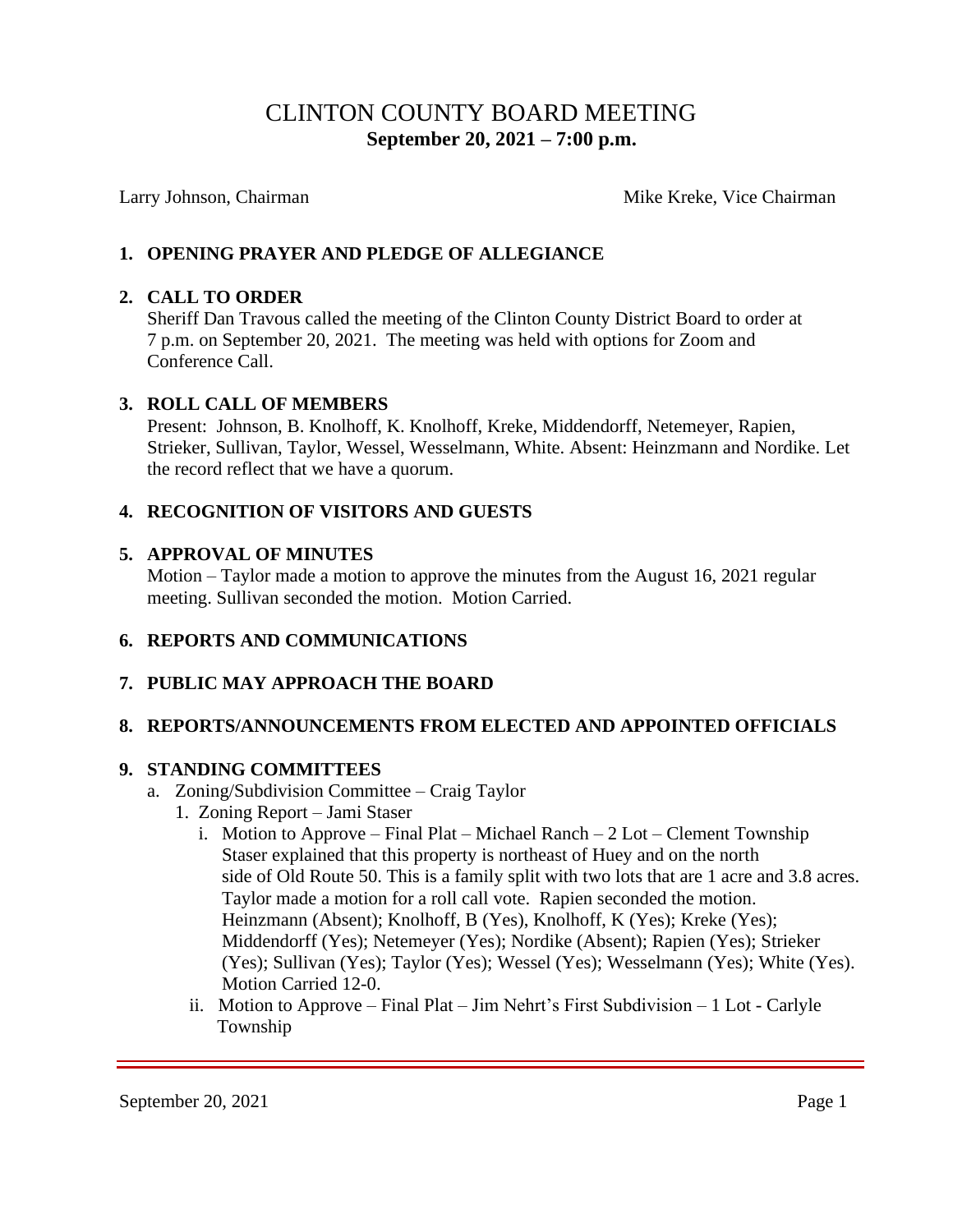# CLINTON COUNTY BOARD MEETING

**September 20, 2021 – 7:00 p.m.**

Larry Johnson, Chairman — Mike Kreke, Vice Chairman

## 1. OPENING PRAYER AND PLEDGE OF ALLEGIANCE

## 2. CALL TO ORDER

Sheriff Dan Travous called the meeting of the Clinton County District Board to order at 7 p.m. on September 20, 2021. The meeting was held with options for Zoom and Conference Call.

## 3. ROLL CALL OF MEMBERS

Present: Johnson, B. Knolhoff, K. Knolhoff, Kreke, Middendorff, Netemeyer, Rapien, Strieker, Sullivan, Taylor, Wessel, Wesselmann, White. Absent: Heinzmann and Nordike. Let the record reflect that we have a quorum.

## 4. RECOGNITION OF VISITORS AND GUESTS

## 5. APPROVAL OF MINUTES

Motion – Taylor made a motion to approve the minutes from the August 16, 2021 regular meeting. Sullivan seconded the motion. Motion Carried.

## 6. REPORTS AND COMMUNICATIONS

## 7. PUBLIC MAY APPROACH THE BOARD

## 8. REPORTS/ANNOUNCEMENTS FROM ELECTED AND APPOINTED OFFICIALS

## 9. STANDING COMMITTEES

a. Zoning/Subdivision Committee – Craig Taylor

1. Zoning Report – Jami Staser

   i. Motion to Approve – Final Plat – Michael Ranch – 2 Lot – Clement Township
   Staser explained that this property is northeast of Huey and on the north side of Old Route 50. This is a family split with two lots that are 1 acre and 3.8 acres. Taylor made a motion for a roll call vote. Rapien seconded the motion. Heinzmann (Absent); Knolhoff, B (Yes), Knolhoff, K (Yes); Kreke (Yes); Middendorff (Yes); Netemeyer (Yes); Nordike (Absent); Rapien (Yes); Strieker (Yes); Sullivan (Yes); Taylor (Yes); Wessel (Yes); Wesselmann (Yes); White (Yes). Motion Carried 12-0.

   ii. Motion to Approve – Final Plat – Jim Nehrt's First Subdivision – 1 Lot - Carlyle Township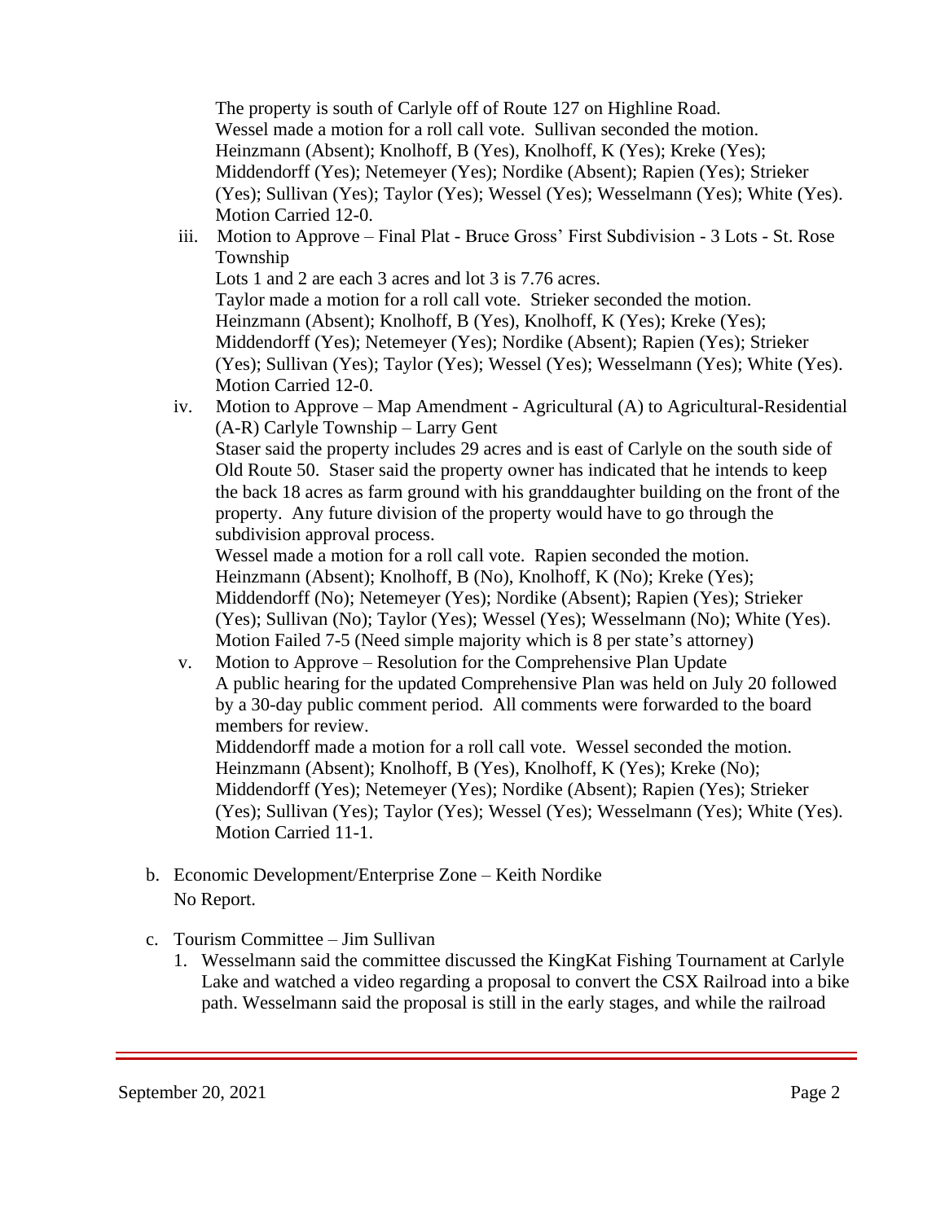The property is south of Carlyle off of Route 127 on Highline Road.
Wessel made a motion for a roll call vote. Sullivan seconded the motion.
Heinzmann (Absent); Knolhoff, B (Yes), Knolhoff, K (Yes); Kreke (Yes); Middendorff (Yes); Netemeyer (Yes); Nordike (Absent); Rapien (Yes); Strieker (Yes); Sullivan (Yes); Taylor (Yes); Wessel (Yes); Wesselmann (Yes); White (Yes).
Motion Carried 12-0.

iii. Motion to Approve – Final Plat - Bruce Gross' First Subdivision - 3 Lots - St. Rose Township
Lots 1 and 2 are each 3 acres and lot 3 is 7.76 acres.
Taylor made a motion for a roll call vote. Strieker seconded the motion.
Heinzmann (Absent); Knolhoff, B (Yes), Knolhoff, K (Yes); Kreke (Yes); Middendorff (Yes); Netemeyer (Yes); Nordike (Absent); Rapien (Yes); Strieker (Yes); Sullivan (Yes); Taylor (Yes); Wessel (Yes); Wesselmann (Yes); White (Yes).
Motion Carried 12-0.

iv. Motion to Approve – Map Amendment - Agricultural (A) to Agricultural-Residential (A-R) Carlyle Township – Larry Gent
Staser said the property includes 29 acres and is east of Carlyle on the south side of Old Route 50. Staser said the property owner has indicated that he intends to keep the back 18 acres as farm ground with his granddaughter building on the front of the property. Any future division of the property would have to go through the subdivision approval process.
Wessel made a motion for a roll call vote. Rapien seconded the motion.
Heinzmann (Absent); Knolhoff, B (No), Knolhoff, K (No); Kreke (Yes); Middendorff (No); Netemeyer (Yes); Nordike (Absent); Rapien (Yes); Strieker (Yes); Sullivan (No); Taylor (Yes); Wessel (Yes); Wesselmann (No); White (Yes).
Motion Failed 7-5 (Need simple majority which is 8 per state's attorney)

v. Motion to Approve – Resolution for the Comprehensive Plan Update
A public hearing for the updated Comprehensive Plan was held on July 20 followed by a 30-day public comment period. All comments were forwarded to the board members for review.
Middendorff made a motion for a roll call vote. Wessel seconded the motion.
Heinzmann (Absent); Knolhoff, B (Yes), Knolhoff, K (Yes); Kreke (No); Middendorff (Yes); Netemeyer (Yes); Nordike (Absent); Rapien (Yes); Strieker (Yes); Sullivan (Yes); Taylor (Yes); Wessel (Yes); Wesselmann (Yes); White (Yes).
Motion Carried 11-1.

b. Economic Development/Enterprise Zone – Keith Nordike
No Report.

c. Tourism Committee – Jim Sullivan
1. Wesselmann said the committee discussed the KingKat Fishing Tournament at Carlyle Lake and watched a video regarding a proposal to convert the CSX Railroad into a bike path. Wesselmann said the proposal is still in the early stages, and while the railroad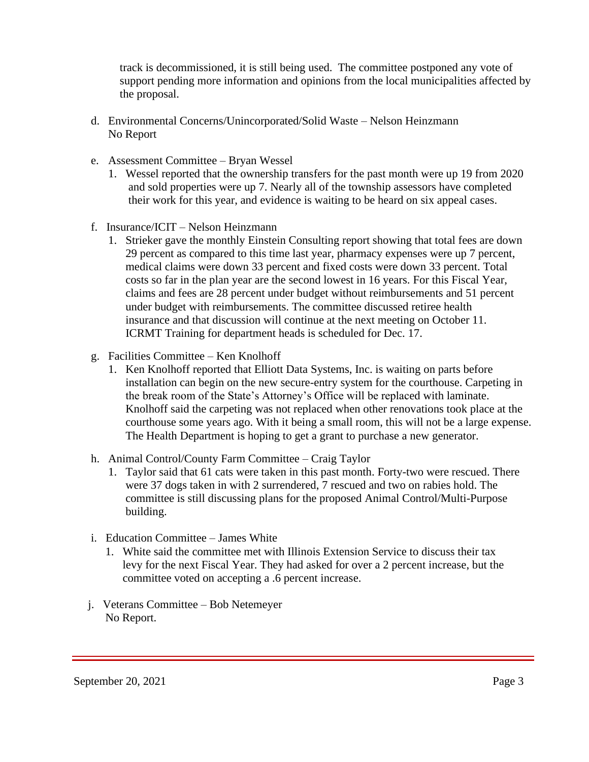track is decommissioned, it is still being used. The committee postponed any vote of support pending more information and opinions from the local municipalities affected by the proposal.

d. Environmental Concerns/Unincorporated/Solid Waste – Nelson Heinzmann
   No Report

e. Assessment Committee – Bryan Wessel
   1. Wessel reported that the ownership transfers for the past month were up 19 from 2020 and sold properties were up 7. Nearly all of the township assessors have completed their work for this year, and evidence is waiting to be heard on six appeal cases.

f. Insurance/ICIT – Nelson Heinzmann
   1. Strieker gave the monthly Einstein Consulting report showing that total fees are down 29 percent as compared to this time last year, pharmacy expenses were up 7 percent, medical claims were down 33 percent and fixed costs were down 33 percent. Total costs so far in the plan year are the second lowest in 16 years. For this Fiscal Year, claims and fees are 28 percent under budget without reimbursements and 51 percent under budget with reimbursements. The committee discussed retiree health insurance and that discussion will continue at the next meeting on October 11. ICRMT Training for department heads is scheduled for Dec. 17.

g. Facilities Committee – Ken Knolhoff
   1. Ken Knolhoff reported that Elliott Data Systems, Inc. is waiting on parts before installation can begin on the new secure-entry system for the courthouse. Carpeting in the break room of the State's Attorney's Office will be replaced with laminate. Knolhoff said the carpeting was not replaced when other renovations took place at the courthouse some years ago. With it being a small room, this will not be a large expense. The Health Department is hoping to get a grant to purchase a new generator.

h. Animal Control/County Farm Committee – Craig Taylor
   1. Taylor said that 61 cats were taken in this past month. Forty-two were rescued. There were 37 dogs taken in with 2 surrendered, 7 rescued and two on rabies hold. The committee is still discussing plans for the proposed Animal Control/Multi-Purpose building.

i. Education Committee – James White
   1. White said the committee met with Illinois Extension Service to discuss their tax levy for the next Fiscal Year. They had asked for over a 2 percent increase, but the committee voted on accepting a .6 percent increase.

j. Veterans Committee – Bob Netemeyer
   No Report.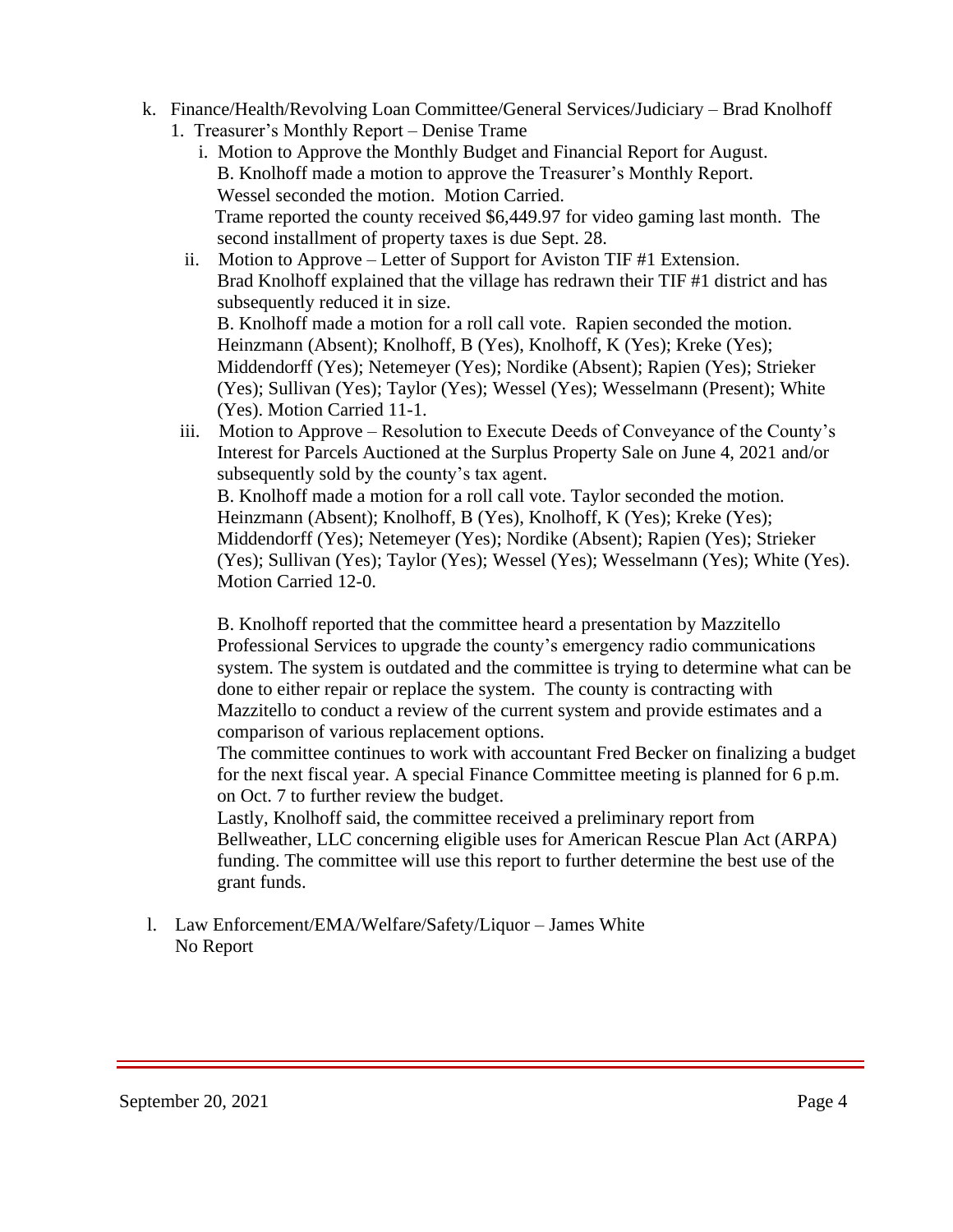k. Finance/Health/Revolving Loan Committee/General Services/Judiciary – Brad Knolhoff

1. Treasurer's Monthly Report – Denise Trame

   i. Motion to Approve the Monthly Budget and Financial Report for August.
   B. Knolhoff made a motion to approve the Treasurer's Monthly Report.
   Wessel seconded the motion. Motion Carried.
   Trame reported the county received $6,449.97 for video gaming last month. The second installment of property taxes is due Sept. 28.

   ii. Motion to Approve – Letter of Support for Aviston TIF #1 Extension.
   Brad Knolhoff explained that the village has redrawn their TIF #1 district and has subsequently reduced it in size.
   B. Knolhoff made a motion for a roll call vote. Rapien seconded the motion.
   Heinzmann (Absent); Knolhoff, B (Yes), Knolhoff, K (Yes); Kreke (Yes); Middendorff (Yes); Netemeyer (Yes); Nordike (Absent); Rapien (Yes); Strieker (Yes); Sullivan (Yes); Taylor (Yes); Wessel (Yes); Wesselmann (Present); White (Yes). Motion Carried 11-1.

   iii. Motion to Approve – Resolution to Execute Deeds of Conveyance of the County's Interest for Parcels Auctioned at the Surplus Property Sale on June 4, 2021 and/or subsequently sold by the county's tax agent.
   B. Knolhoff made a motion for a roll call vote. Taylor seconded the motion.
   Heinzmann (Absent); Knolhoff, B (Yes), Knolhoff, K (Yes); Kreke (Yes); Middendorff (Yes); Netemeyer (Yes); Nordike (Absent); Rapien (Yes); Strieker (Yes); Sullivan (Yes); Taylor (Yes); Wessel (Yes); Wesselmann (Yes); White (Yes). Motion Carried 12-0.

   B. Knolhoff reported that the committee heard a presentation by Mazzitello Professional Services to upgrade the county's emergency radio communications system. The system is outdated and the committee is trying to determine what can be done to either repair or replace the system. The county is contracting with Mazzitello to conduct a review of the current system and provide estimates and a comparison of various replacement options.

   The committee continues to work with accountant Fred Becker on finalizing a budget for the next fiscal year. A special Finance Committee meeting is planned for 6 p.m. on Oct. 7 to further review the budget.

   Lastly, Knolhoff said, the committee received a preliminary report from Bellweather, LLC concerning eligible uses for American Rescue Plan Act (ARPA) funding. The committee will use this report to further determine the best use of the grant funds.

l. Law Enforcement/EMA/Welfare/Safety/Liquor – James White
No Report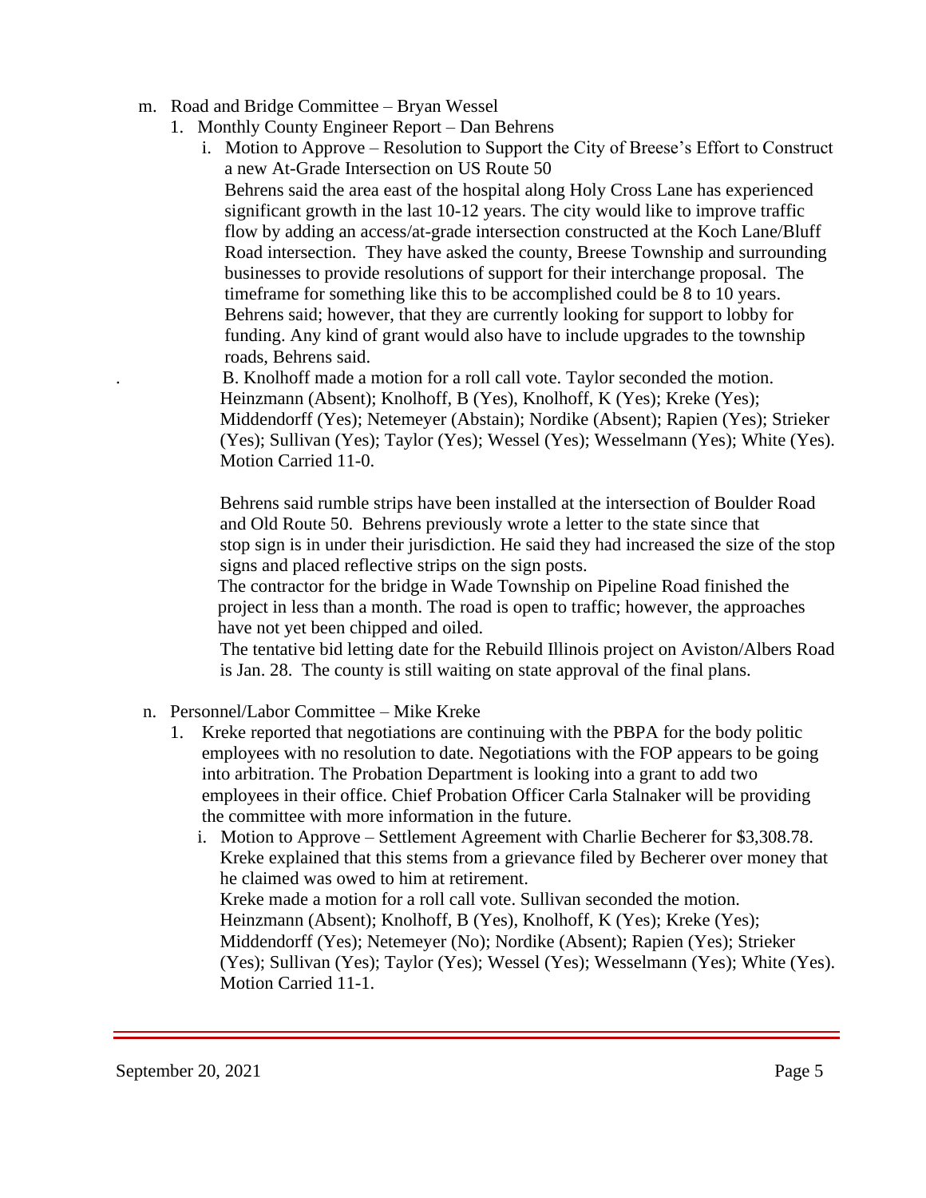m. Road and Bridge Committee – Bryan Wessel

1. Monthly County Engineer Report – Dan Behrens

   i. Motion to Approve – Resolution to Support the City of Breese's Effort to Construct a new At-Grade Intersection on US Route 50

   Behrens said the area east of the hospital along Holy Cross Lane has experienced significant growth in the last 10-12 years. The city would like to improve traffic flow by adding an access/at-grade intersection constructed at the Koch Lane/Bluff Road intersection. They have asked the county, Breese Township and surrounding businesses to provide resolutions of support for their interchange proposal. The timeframe for something like this to be accomplished could be 8 to 10 years. Behrens said; however, that they are currently looking for support to lobby for funding. Any kind of grant would also have to include upgrades to the township roads, Behrens said.

   B. Knolhoff made a motion for a roll call vote. Taylor seconded the motion. Heinzmann (Absent); Knolhoff, B (Yes), Knolhoff, K (Yes); Kreke (Yes); Middendorff (Yes); Netemeyer (Abstain); Nordike (Absent); Rapien (Yes); Strieker (Yes); Sullivan (Yes); Taylor (Yes); Wessel (Yes); Wesselmann (Yes); White (Yes). Motion Carried 11-0.

   Behrens said rumble strips have been installed at the intersection of Boulder Road and Old Route 50. Behrens previously wrote a letter to the state since that stop sign is in under their jurisdiction. He said they had increased the size of the stop signs and placed reflective strips on the sign posts.

   The contractor for the bridge in Wade Township on Pipeline Road finished the project in less than a month. The road is open to traffic; however, the approaches have not yet been chipped and oiled.

   The tentative bid letting date for the Rebuild Illinois project on Aviston/Albers Road is Jan. 28. The county is still waiting on state approval of the final plans.

n. Personnel/Labor Committee – Mike Kreke

1. Kreke reported that negotiations are continuing with the PBPA for the body politic employees with no resolution to date. Negotiations with the FOP appears to be going into arbitration. The Probation Department is looking into a grant to add two employees in their office. Chief Probation Officer Carla Stalnaker will be providing the committee with more information in the future.

   i. Motion to Approve – Settlement Agreement with Charlie Becherer for $3,308.78. Kreke explained that this stems from a grievance filed by Becherer over money that he claimed was owed to him at retirement.

   Kreke made a motion for a roll call vote. Sullivan seconded the motion. Heinzmann (Absent); Knolhoff, B (Yes), Knolhoff, K (Yes); Kreke (Yes); Middendorff (Yes); Netemeyer (No); Nordike (Absent); Rapien (Yes); Strieker (Yes); Sullivan (Yes); Taylor (Yes); Wessel (Yes); Wesselmann (Yes); White (Yes). Motion Carried 11-1.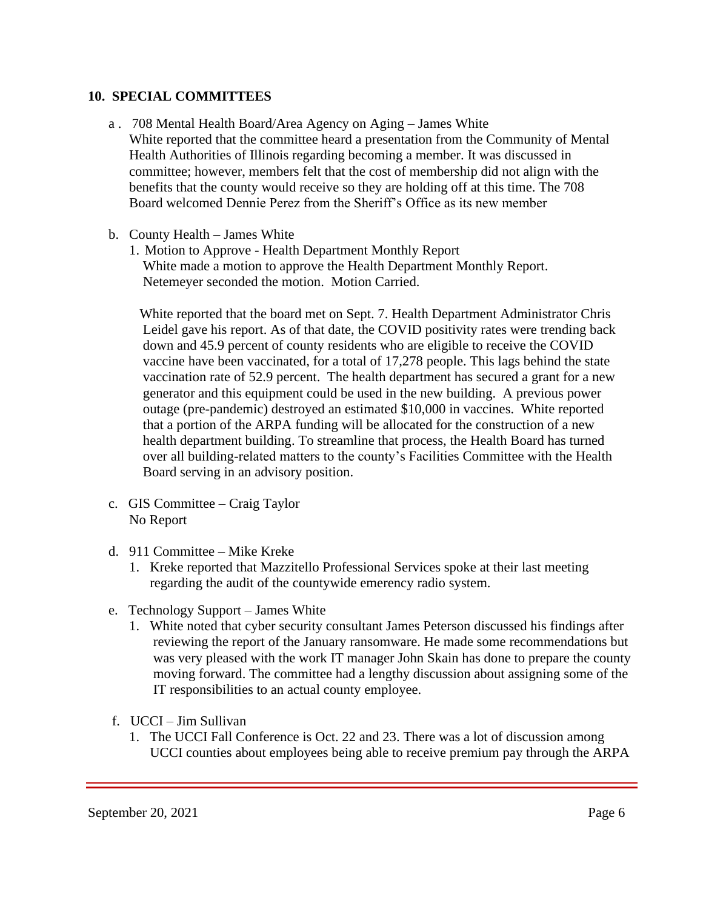## 10. SPECIAL COMMITTEES

a. 708 Mental Health Board/Area Agency on Aging – James White

White reported that the committee heard a presentation from the Community of Mental Health Authorities of Illinois regarding becoming a member. It was discussed in committee; however, members felt that the cost of membership did not align with the benefits that the county would receive so they are holding off at this time. The 708 Board welcomed Dennie Perez from the Sheriff's Office as its new member

b. County Health – James White

1. Motion to Approve - Health Department Monthly Report

   White made a motion to approve the Health Department Monthly Report. Netemeyer seconded the motion. Motion Carried.

   White reported that the board met on Sept. 7. Health Department Administrator Chris Leidel gave his report. As of that date, the COVID positivity rates were trending back down and 45.9 percent of county residents who are eligible to receive the COVID vaccine have been vaccinated, for a total of 17,278 people. This lags behind the state vaccination rate of 52.9 percent. The health department has secured a grant for a new generator and this equipment could be used in the new building. A previous power outage (pre-pandemic) destroyed an estimated $10,000 in vaccines. White reported that a portion of the ARPA funding will be allocated for the construction of a new health department building. To streamline that process, the Health Board has turned over all building-related matters to the county's Facilities Committee with the Health Board serving in an advisory position.

c. GIS Committee – Craig Taylor

No Report

d. 911 Committee – Mike Kreke

1. Kreke reported that Mazzitello Professional Services spoke at their last meeting regarding the audit of the countywide emerency radio system.

e. Technology Support – James White

1. White noted that cyber security consultant James Peterson discussed his findings after reviewing the report of the January ransomware. He made some recommendations but was very pleased with the work IT manager John Skain has done to prepare the county moving forward. The committee had a lengthy discussion about assigning some of the IT responsibilities to an actual county employee.

f. UCCI – Jim Sullivan

1. The UCCI Fall Conference is Oct. 22 and 23. There was a lot of discussion among UCCI counties about employees being able to receive premium pay through the ARPA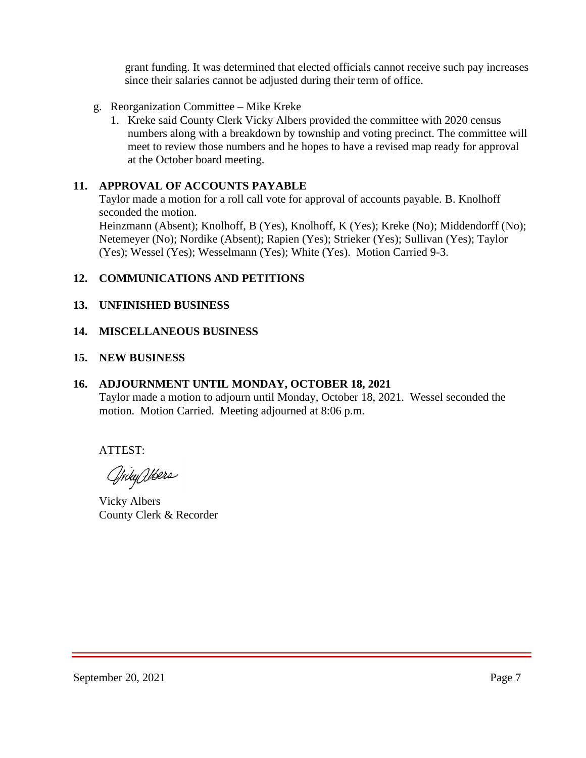grant funding. It was determined that elected officials cannot receive such pay increases since their salaries cannot be adjusted during their term of office.

g. Reorganization Committee – Mike Kreke
   1. Kreke said County Clerk Vicky Albers provided the committee with 2020 census numbers along with a breakdown by township and voting precinct. The committee will meet to review those numbers and he hopes to have a revised map ready for approval at the October board meeting.

## 11. APPROVAL OF ACCOUNTS PAYABLE

Taylor made a motion for a roll call vote for approval of accounts payable. B. Knolhoff seconded the motion.
Heinzmann (Absent); Knolhoff, B (Yes), Knolhoff, K (Yes); Kreke (No); Middendorff (No); Netemeyer (No); Nordike (Absent); Rapien (Yes); Strieker (Yes); Sullivan (Yes); Taylor (Yes); Wessel (Yes); Wesselmann (Yes); White (Yes). Motion Carried 9-3.

## 12. COMMUNICATIONS AND PETITIONS

## 13. UNFINISHED BUSINESS

## 14. MISCELLANEOUS BUSINESS

## 15. NEW BUSINESS

## 16. ADJOURNMENT UNTIL MONDAY, OCTOBER 18, 2021

Taylor made a motion to adjourn until Monday, October 18, 2021. Wessel seconded the motion. Motion Carried. Meeting adjourned at 8:06 p.m.

ATTEST:

Vicky Albers

Vicky Albers
County Clerk & Recorder